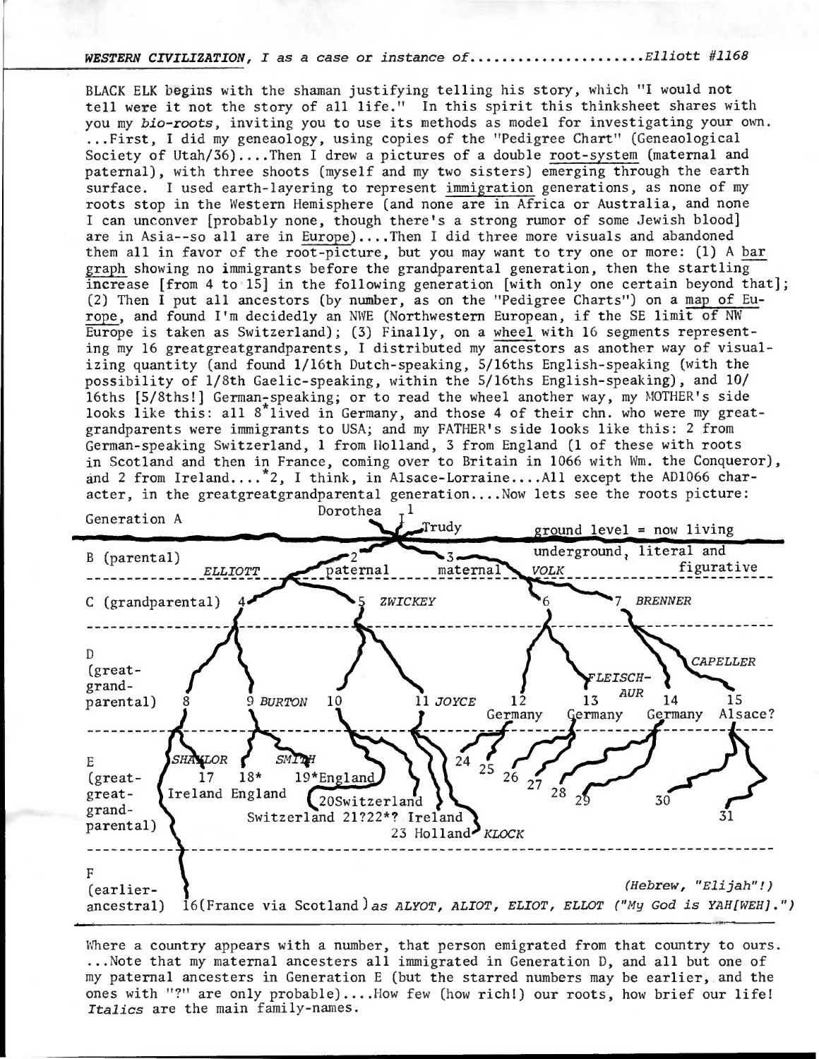*WESTERN CIVILIZATION, I as a case or instance of......................Elliott #1168*

BLACK ELK begins with the shaman justifying telling his story, which "I would not tell were it not the story of all life." In this spirit this thinksheet shares with you my *bio-roots*, inviting you to use its methods as model for investigating your own. ...First, I did my geneaology, using copies of the "Pedigree Chart" (Geneaological Society of Utah/36)....Then I drew a pictures of a double root-system (maternal and paternal), with three shoots (myself and my two sisters) emerging through the earth surface. I used earth-layering to represent immigration generations, as none of my roots stop in the Western Hemisphere (and none are in Africa or Australia, and none I can unconver [probably none, though there's a strong rumor of some Jewish blood] are in Asia--so all are in Europe)....Then I did three more visuals and abandoned them all in favor of the root-picture, but you may want to try one or more: (1) A bar graph showing no immigrants before the grandparental generation, then the startling increase [from 4 to 15] in the following generation [with only one certain beyond that]; (2) Then I put all ancestors (by number, as on the "Pedigree Charts") on a map of Europe, and found I'm decidedly an NWE (Northwestern European, if the SE limit of NW Europe is taken as Switzerland); (3) Finally, on a wheel with 16 segments representing my 16 greatgreatgrandparents, I distributed my ancestors as another way of visualizing quantity (and found 1/16th Dutch-speaking, 5/16ths English-speaking (with the possibility of 1/8th Gaelic-speaking, within the 5/16ths English-speaking), and 10/16ths [5/8ths!] German-speaking; or to read the wheel another way, my MOTHER's side looks like this: all 8* lived in Germany, and those 4 of their chn. who were my greatgrandparents were immigrants to USA; and my FATHER's side looks like this: 2 from German-speaking Switzerland, 1 from Holland, 3 from England (1 of these with roots in Scotland and then in France, coming over to Britain in 1066 with Wm. the Conqueror), and 2 from Ireland....*2, I think, in Alsace-Lorraine....All except the AD1066 character, in the greatgreatgrandparental generation....Now lets see the roots picture:

Generation A — Dorothea, 1, Trudy — ground level = now living

B (parental) — *ELLIOTT* 2 paternal — 3 maternal *VOLK* — underground, literal and figurative

C (grandparental) — 4, 5 *ZWICKEY*, 6, 7 *BRENNER*

D (great-grand-parental) — 8, 9 *BURTON*, 10, 11 *JOYCE*, 12 Germany, 13 *FLEISCHAUR* Germany, 14 Germany *CAPELLER*, 15 Alsace?

E (great-great-grand-parental) — *SHAYLOR* 17 Ireland, 18* England, *SMITH* 19* England, 20 Switzerland, Switzerland 21?, 22*? Ireland, 23 Holland *KLOCK*, 24, 25, 26, 27, 28, 29, 30, 31

F (earlier-ancestral) — 16 (France via Scotland) *as ALYOT, ALIOT, ELIOT, ELLOT ("My God is YAH[WEH].")* *(Hebrew, "Elijah"!)*

Where a country appears with a number, that person emigrated from that country to ours. ...Note that my maternal ancesters all immigrated in Generation D, and all but one of my paternal ancesters in Generation E (but the starred numbers may be earlier, and the ones with "?" are only probable)....How few (how rich!) our roots, how brief our life! *Italics* are the main family-names.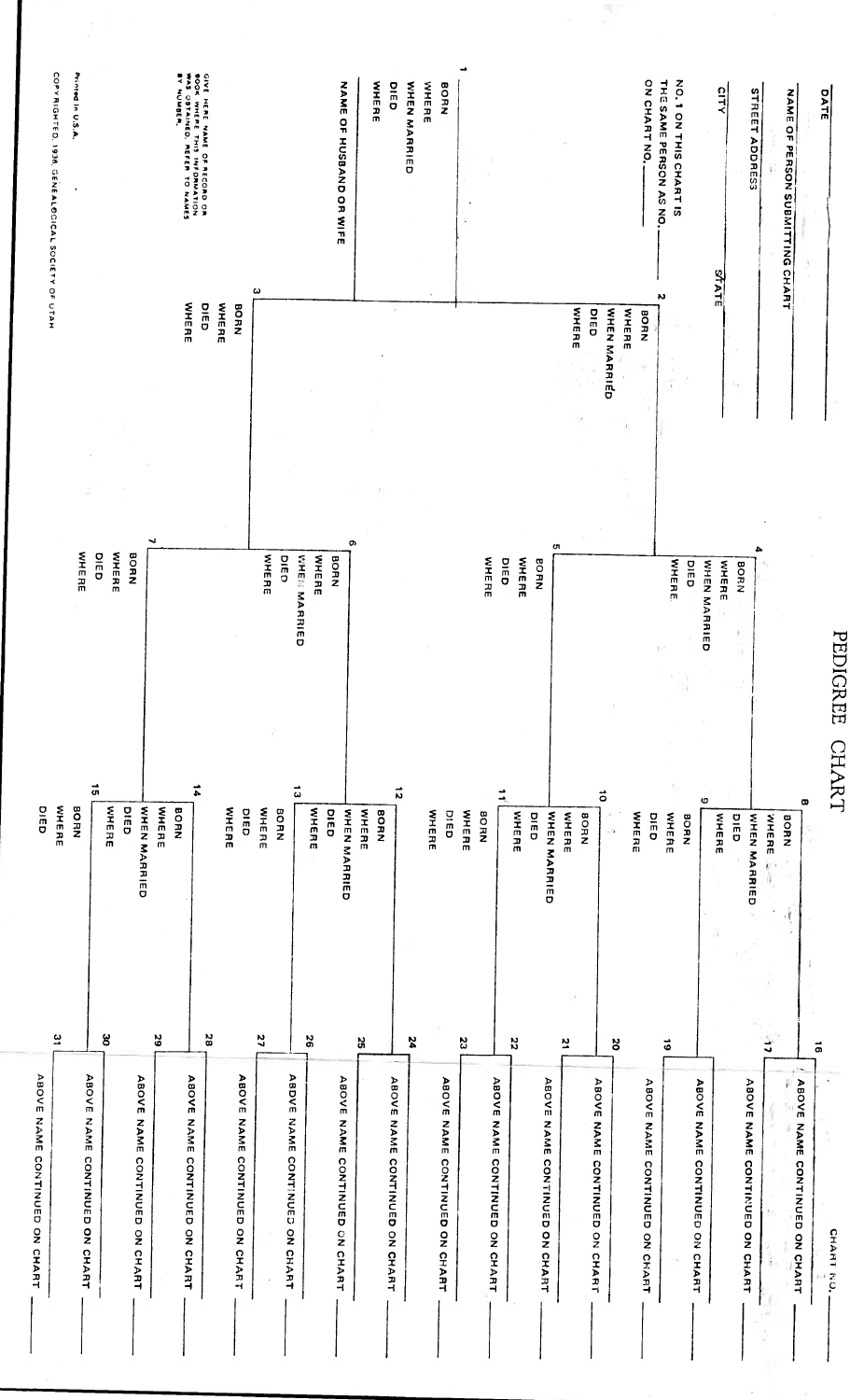# PEDIGREE CHART

CHART NO. \_\_\_\_\_\_

DATE \_\_\_\_\_\_

NAME OF PERSON SUBMITTING CHART \_\_\_\_\_\_

STREET ADDRESS \_\_\_\_\_\_

CITY \_\_\_\_\_\_ STATE \_\_\_\_\_\_

NO. 1 ON THIS CHART IS THE SAME PERSON AS NO. \_\_\_\_\_\_ ON CHART NO. \_\_\_\_\_\_

**1** \_\_\_\_\_\_
BORN
WHERE
WHEN MARRIED
DIED
WHERE

NAME OF HUSBAND OR WIFE \_\_\_\_\_\_

**2** \_\_\_\_\_\_
BORN
WHERE
WHEN MARRIED
DIED
WHERE

**3** \_\_\_\_\_\_
BORN
WHERE
DIED
WHERE

**4** \_\_\_\_\_\_
BORN
WHERE
WHEN MARRIED
DIED
WHERE

**5** \_\_\_\_\_\_
BORN
WHERE
DIED
WHERE

**6** \_\_\_\_\_\_
BORN
WHERE
WHEN MARRIED
DIED
WHERE

**7** \_\_\_\_\_\_
BORN
WHERE
DIED
WHERE

**8** \_\_\_\_\_\_
BORN
WHERE
WHEN MARRIED
DIED
WHERE

**9** \_\_\_\_\_\_
BORN
WHERE
DIED
WHERE

**10** \_\_\_\_\_\_
BORN
WHERE
WHEN MARRIED
DIED
WHERE

**11** \_\_\_\_\_\_
BORN
WHERE
DIED
WHERE

**12** \_\_\_\_\_\_
BORN
WHERE
WHEN MARRIED
DIED
WHERE

**13** \_\_\_\_\_\_
BORN
WHERE
DIED
WHERE

**14** \_\_\_\_\_\_
BORN
WHERE
WHEN MARRIED
DIED
WHERE

**15** \_\_\_\_\_\_
BORN
WHERE
DIED

**16** \_\_\_\_\_\_ ABOVE NAME CONTINUED ON CHART \_\_\_\_\_\_

**17** \_\_\_\_\_\_ ABOVE NAME CONTINUED ON CHART \_\_\_\_\_\_

**18** \_\_\_\_\_\_ ABOVE NAME CONTINUED ON CHART \_\_\_\_\_\_

**19** \_\_\_\_\_\_ ABOVE NAME CONTINUED ON CHART \_\_\_\_\_\_

**20** \_\_\_\_\_\_ ABOVE NAME CONTINUED ON CHART \_\_\_\_\_\_

**21** \_\_\_\_\_\_ ABOVE NAME CONTINUED ON CHART \_\_\_\_\_\_

**22** \_\_\_\_\_\_ ABOVE NAME CONTINUED ON CHART \_\_\_\_\_\_

**23** \_\_\_\_\_\_ ABOVE NAME CONTINUED ON CHART \_\_\_\_\_\_

**24** \_\_\_\_\_\_ ABOVE NAME CONTINUED ON CHART \_\_\_\_\_\_

**25** \_\_\_\_\_\_ ABOVE NAME CONTINUED ON CHART \_\_\_\_\_\_

**26** \_\_\_\_\_\_ ABOVE NAME CONTINUED ON CHART \_\_\_\_\_\_

**27** \_\_\_\_\_\_ ABOVE NAME CONTINUED ON CHART \_\_\_\_\_\_

**28** \_\_\_\_\_\_ ABOVE NAME CONTINUED ON CHART \_\_\_\_\_\_

**29** \_\_\_\_\_\_ ABOVE NAME CONTINUED ON CHART \_\_\_\_\_\_

**30** \_\_\_\_\_\_ ABOVE NAME CONTINUED ON CHART \_\_\_\_\_\_

**31** \_\_\_\_\_\_ ABOVE NAME CONTINUED ON CHART \_\_\_\_\_\_

GIVE HERE NAME OF RECORD OR BOOK WHERE THIS INFORMATION WAS OBTAINED. REFER TO NAMES BY NUMBER.

Printed in U.S.A.

COPYRIGHTED, 1936, GENEALOGICAL SOCIETY OF UTAH